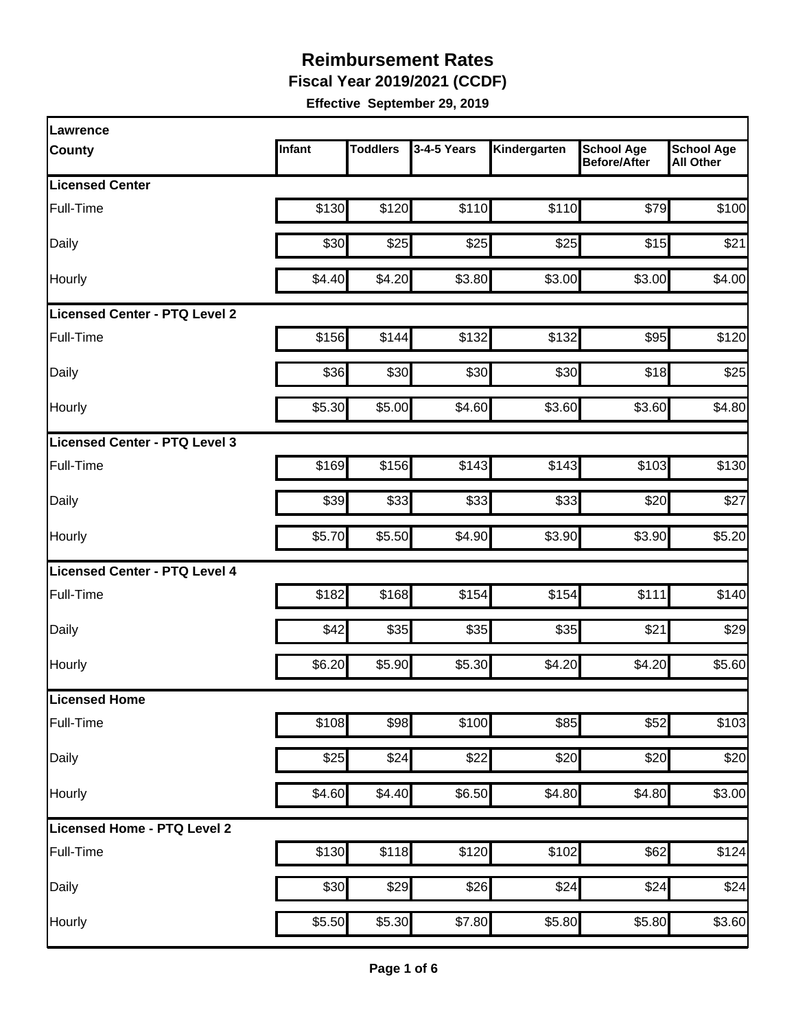# Reimbursement Rates

**Fiscal Year 2019/2021 (CCDF)**

**Effective September 29, 2019**

| Lawrence County | Infant | Toddlers | 3-4-5 Years | Kindergarten | School Age Before/After | School Age All Other |
|---|---|---|---|---|---|---|
| **Licensed Center** | | | | | | |
| Full-Time | $130 | $120 | $110 | $110 | $79 | $100 |
| Daily | $30 | $25 | $25 | $25 | $15 | $21 |
| Hourly | $4.40 | $4.20 | $3.80 | $3.00 | $3.00 | $4.00 |
| **Licensed Center - PTQ Level 2** | | | | | | |
| Full-Time | $156 | $144 | $132 | $132 | $95 | $120 |
| Daily | $36 | $30 | $30 | $30 | $18 | $25 |
| Hourly | $5.30 | $5.00 | $4.60 | $3.60 | $3.60 | $4.80 |
| **Licensed Center - PTQ Level 3** | | | | | | |
| Full-Time | $169 | $156 | $143 | $143 | $103 | $130 |
| Daily | $39 | $33 | $33 | $33 | $20 | $27 |
| Hourly | $5.70 | $5.50 | $4.90 | $3.90 | $3.90 | $5.20 |
| **Licensed Center - PTQ Level 4** | | | | | | |
| Full-Time | $182 | $168 | $154 | $154 | $111 | $140 |
| Daily | $42 | $35 | $35 | $35 | $21 | $29 |
| Hourly | $6.20 | $5.90 | $5.30 | $4.20 | $4.20 | $5.60 |
| **Licensed Home** | | | | | | |
| Full-Time | $108 | $98 | $100 | $85 | $52 | $103 |
| Daily | $25 | $24 | $22 | $20 | $20 | $20 |
| Hourly | $4.60 | $4.40 | $6.50 | $4.80 | $4.80 | $3.00 |
| **Licensed Home - PTQ Level 2** | | | | | | |
| Full-Time | $130 | $118 | $120 | $102 | $62 | $124 |
| Daily | $30 | $29 | $26 | $24 | $24 | $24 |
| Hourly | $5.50 | $5.30 | $7.80 | $5.80 | $5.80 | $3.60 |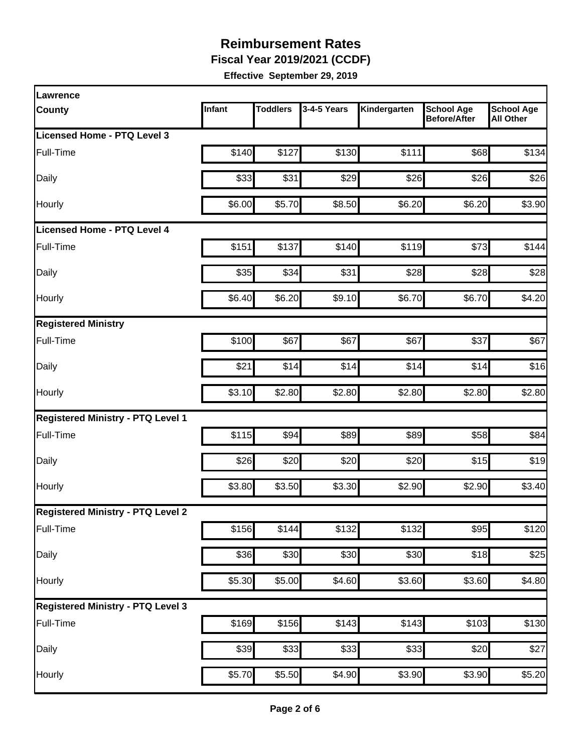# Reimbursement Rates

**Fiscal Year 2019/2021 (CCDF)**

**Effective September 29, 2019**

| Lawrence County | Infant | Toddlers | 3-4-5 Years | Kindergarten | School Age Before/After | School Age All Other |
|---|---|---|---|---|---|---|
| **Licensed Home - PTQ Level 3** | | | | | | |
| Full-Time | $140 | $127 | $130 | $111 | $68 | $134 |
| Daily | $33 | $31 | $29 | $26 | $26 | $26 |
| Hourly | $6.00 | $5.70 | $8.50 | $6.20 | $6.20 | $3.90 |
| **Licensed Home - PTQ Level 4** | | | | | | |
| Full-Time | $151 | $137 | $140 | $119 | $73 | $144 |
| Daily | $35 | $34 | $31 | $28 | $28 | $28 |
| Hourly | $6.40 | $6.20 | $9.10 | $6.70 | $6.70 | $4.20 |
| **Registered Ministry** | | | | | | |
| Full-Time | $100 | $67 | $67 | $67 | $37 | $67 |
| Daily | $21 | $14 | $14 | $14 | $14 | $16 |
| Hourly | $3.10 | $2.80 | $2.80 | $2.80 | $2.80 | $2.80 |
| **Registered Ministry - PTQ Level 1** | | | | | | |
| Full-Time | $115 | $94 | $89 | $89 | $58 | $84 |
| Daily | $26 | $20 | $20 | $20 | $15 | $19 |
| Hourly | $3.80 | $3.50 | $3.30 | $2.90 | $2.90 | $3.40 |
| **Registered Ministry - PTQ Level 2** | | | | | | |
| Full-Time | $156 | $144 | $132 | $132 | $95 | $120 |
| Daily | $36 | $30 | $30 | $30 | $18 | $25 |
| Hourly | $5.30 | $5.00 | $4.60 | $3.60 | $3.60 | $4.80 |
| **Registered Ministry - PTQ Level 3** | | | | | | |
| Full-Time | $169 | $156 | $143 | $143 | $103 | $130 |
| Daily | $39 | $33 | $33 | $33 | $20 | $27 |
| Hourly | $5.70 | $5.50 | $4.90 | $3.90 | $3.90 | $5.20 |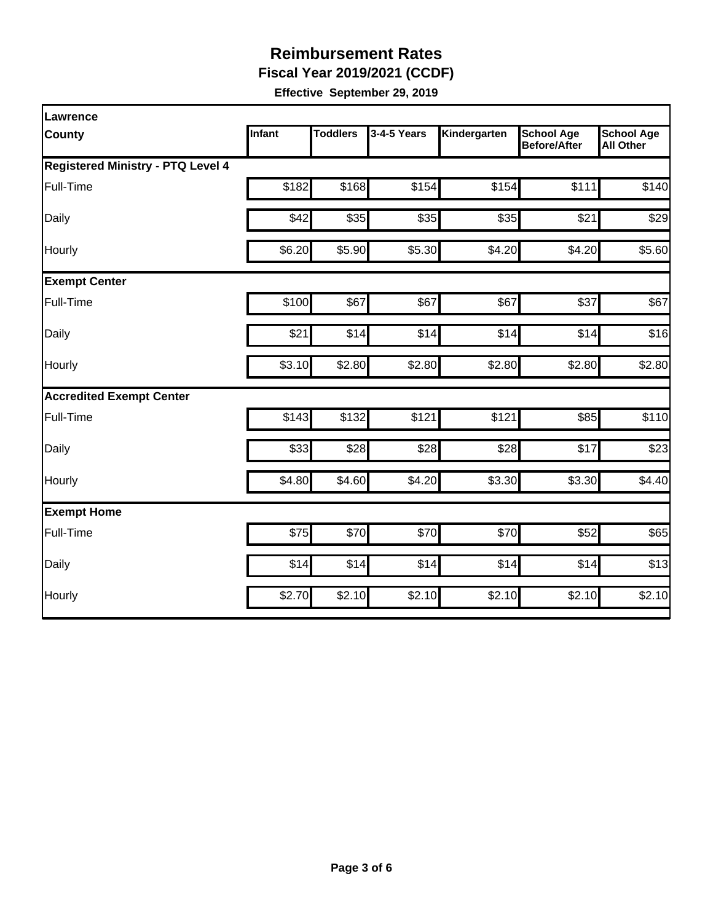# Reimbursement Rates

**Fiscal Year 2019/2021 (CCDF)**

**Effective September 29, 2019**

| Lawrence County | Infant | Toddlers | 3-4-5 Years | Kindergarten | School Age Before/After | School Age All Other |
|---|---|---|---|---|---|---|
| **Registered Ministry - PTQ Level 4** | | | | | | |
| Full-Time | $182 | $168 | $154 | $154 | $111 | $140 |
| Daily | $42 | $35 | $35 | $35 | $21 | $29 |
| Hourly | $6.20 | $5.90 | $5.30 | $4.20 | $4.20 | $5.60 |
| **Exempt Center** | | | | | | |
| Full-Time | $100 | $67 | $67 | $67 | $37 | $67 |
| Daily | $21 | $14 | $14 | $14 | $14 | $16 |
| Hourly | $3.10 | $2.80 | $2.80 | $2.80 | $2.80 | $2.80 |
| **Accredited Exempt Center** | | | | | | |
| Full-Time | $143 | $132 | $121 | $121 | $85 | $110 |
| Daily | $33 | $28 | $28 | $28 | $17 | $23 |
| Hourly | $4.80 | $4.60 | $4.20 | $3.30 | $3.30 | $4.40 |
| **Exempt Home** | | | | | | |
| Full-Time | $75 | $70 | $70 | $70 | $52 | $65 |
| Daily | $14 | $14 | $14 | $14 | $14 | $13 |
| Hourly | $2.70 | $2.10 | $2.10 | $2.10 | $2.10 | $2.10 |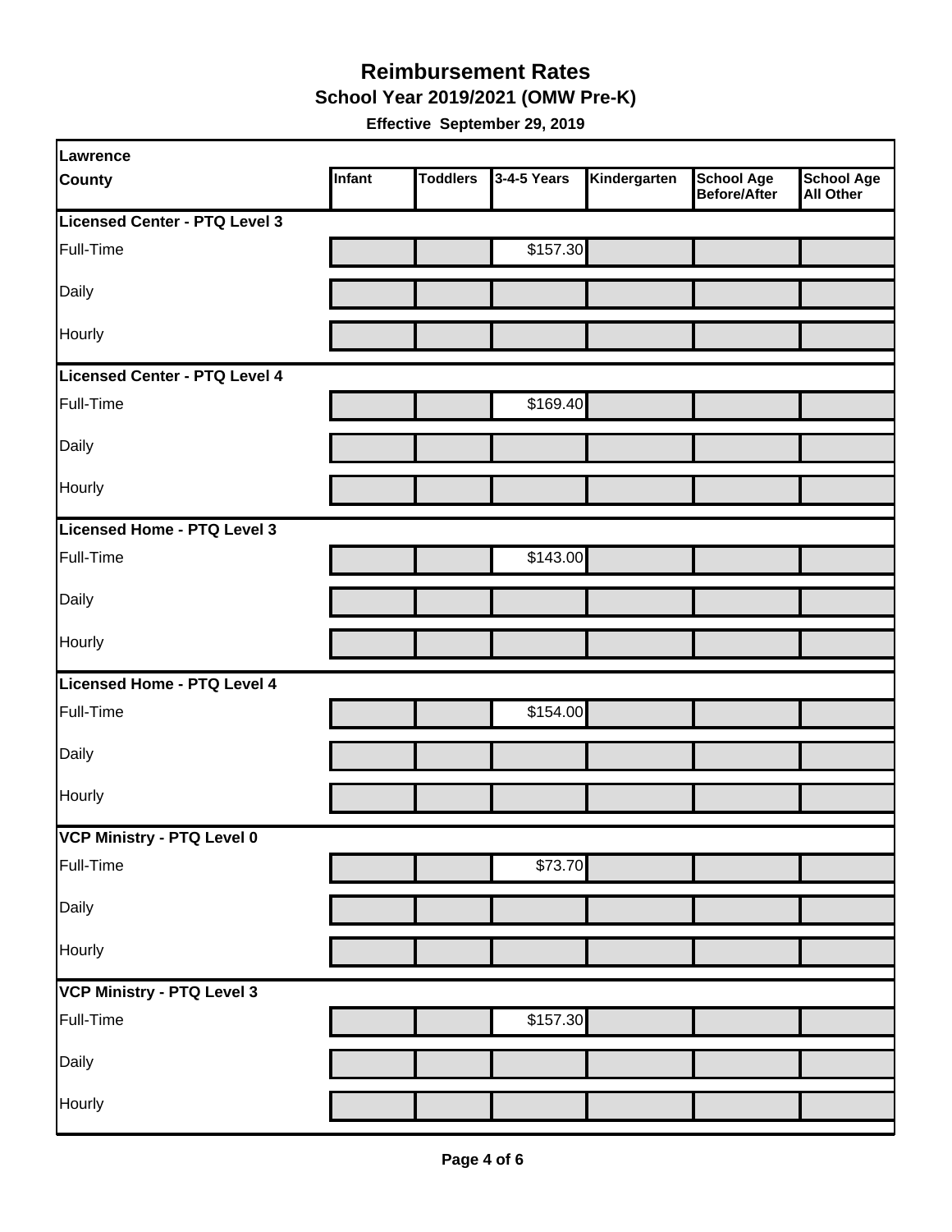# Reimbursement Rates

## School Year 2019/2021 (OMW Pre-K)

**Effective September 29, 2019**

| Lawrence County | Infant | Toddlers | 3-4-5 Years | Kindergarten | School Age Before/After | School Age All Other |
|---|---|---|---|---|---|---|
| **Licensed Center - PTQ Level 3** | | | | | | |
| Full-Time | | | $157.30 | | | |
| Daily | | | | | | |
| Hourly | | | | | | |
| **Licensed Center - PTQ Level 4** | | | | | | |
| Full-Time | | | $169.40 | | | |
| Daily | | | | | | |
| Hourly | | | | | | |
| **Licensed Home - PTQ Level 3** | | | | | | |
| Full-Time | | | $143.00 | | | |
| Daily | | | | | | |
| Hourly | | | | | | |
| **Licensed Home - PTQ Level 4** | | | | | | |
| Full-Time | | | $154.00 | | | |
| Daily | | | | | | |
| Hourly | | | | | | |
| **VCP Ministry - PTQ Level 0** | | | | | | |
| Full-Time | | | $73.70 | | | |
| Daily | | | | | | |
| Hourly | | | | | | |
| **VCP Ministry - PTQ Level 3** | | | | | | |
| Full-Time | | | $157.30 | | | |
| Daily | | | | | | |
| Hourly | | | | | | |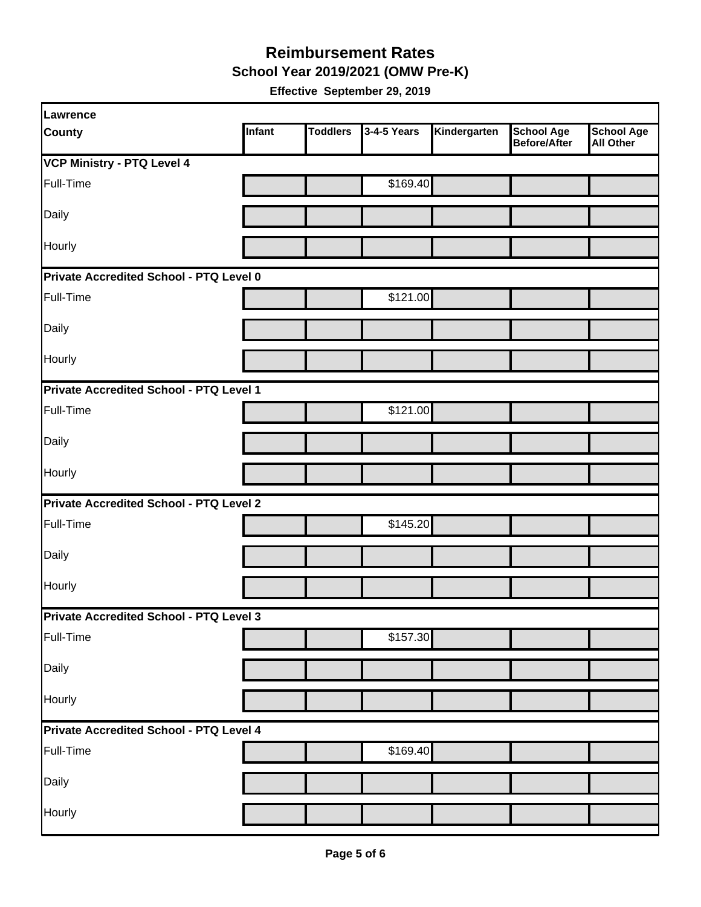# Reimbursement Rates

## School Year 2019/2021 (OMW Pre-K)

**Effective September 29, 2019**

| Lawrence County | Infant | Toddlers | 3-4-5 Years | Kindergarten | School Age Before/After | School Age All Other |
|---|---|---|---|---|---|---|
| **VCP Ministry - PTQ Level 4** | | | | | | |
| Full-Time | | | $169.40 | | | |
| Daily | | | | | | |
| Hourly | | | | | | |
| **Private Accredited School - PTQ Level 0** | | | | | | |
| Full-Time | | | $121.00 | | | |
| Daily | | | | | | |
| Hourly | | | | | | |
| **Private Accredited School - PTQ Level 1** | | | | | | |
| Full-Time | | | $121.00 | | | |
| Daily | | | | | | |
| Hourly | | | | | | |
| **Private Accredited School - PTQ Level 2** | | | | | | |
| Full-Time | | | $145.20 | | | |
| Daily | | | | | | |
| Hourly | | | | | | |
| **Private Accredited School - PTQ Level 3** | | | | | | |
| Full-Time | | | $157.30 | | | |
| Daily | | | | | | |
| Hourly | | | | | | |
| **Private Accredited School - PTQ Level 4** | | | | | | |
| Full-Time | | | $169.40 | | | |
| Daily | | | | | | |
| Hourly | | | | | | |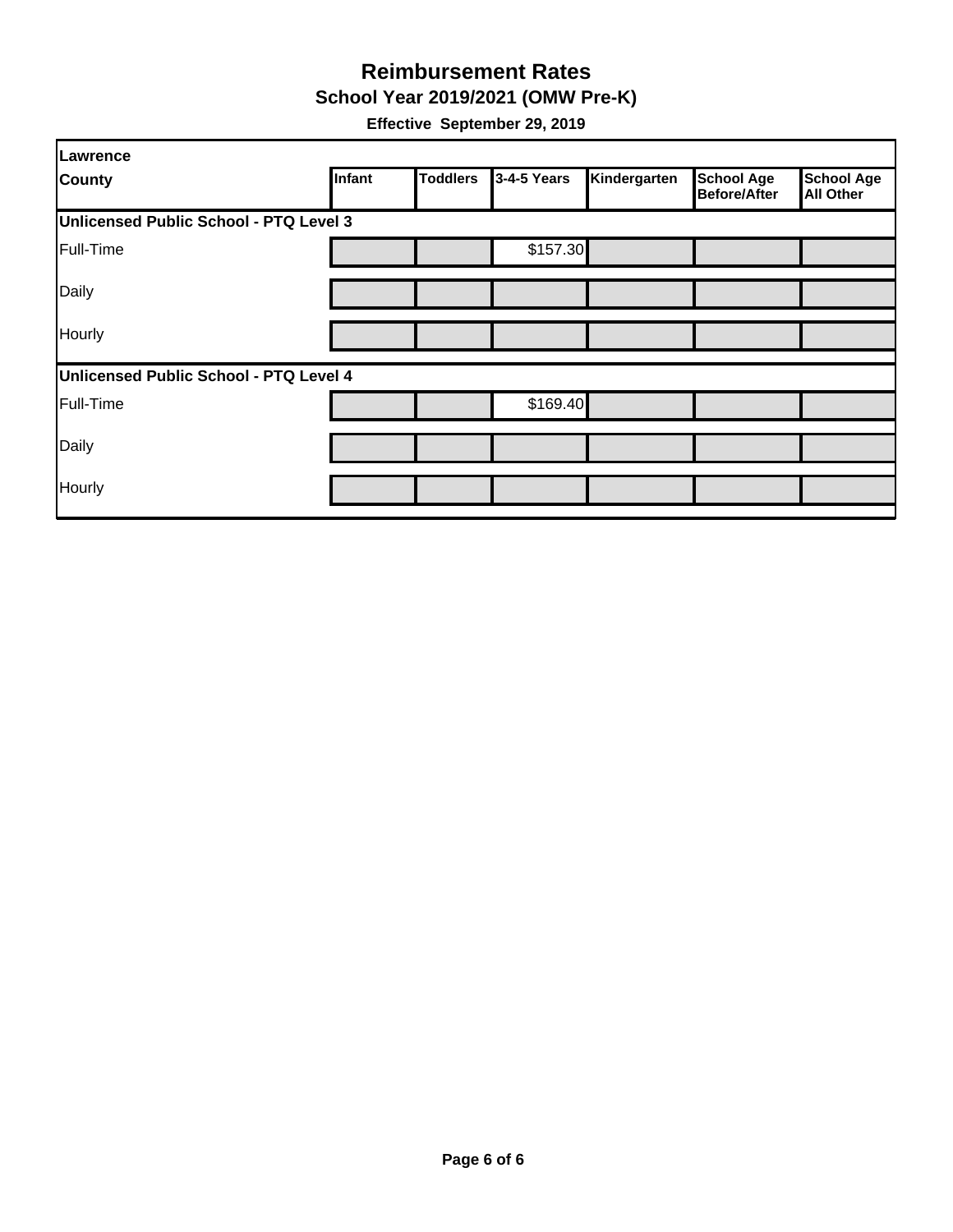# Reimbursement Rates

## School Year 2019/2021 (OMW Pre-K)

**Effective September 29, 2019**

| Lawrence County | Infant | Toddlers | 3-4-5 Years | Kindergarten | School Age Before/After | School Age All Other |
|---|---|---|---|---|---|---|
| **Unlicensed Public School - PTQ Level 3** | | | | | | |
| Full-Time | | | $157.30 | | | |
| Daily | | | | | | |
| Hourly | | | | | | |
| **Unlicensed Public School - PTQ Level 4** | | | | | | |
| Full-Time | | | $169.40 | | | |
| Daily | | | | | | |
| Hourly | | | | | | |